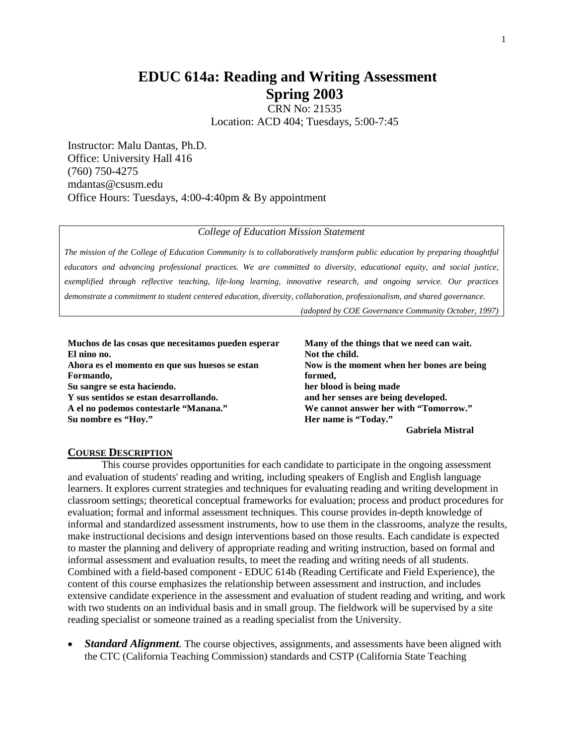# EDUC 614a: Reading and Writing Assessment
# Spring 2003

CRN No: 21535
Location: ACD 404; Tuesdays, 5:00-7:45

Instructor: Malu Dantas, Ph.D.
Office: University Hall 416
(760) 750-4275
mdantas@csusm.edu
Office Hours: Tuesdays, 4:00-4:40pm & By appointment

---

*College of Education Mission Statement*

*The mission of the College of Education Community is to collaboratively transform public education by preparing thoughtful educators and advancing professional practices. We are committed to diversity, educational equity, and social justice, exemplified through reflective teaching, life-long learning, innovative research, and ongoing service. Our practices demonstrate a commitment to student centered education, diversity, collaboration, professionalism, and shared governance.*

*(adopted by COE Governance Community October, 1997)*

---

**Muchos de las cosas que necesitamos pueden esperar**
**El nino no.**
**Ahora es el momento en que sus huesos se estan**
**Formando,**
**Su sangre se esta haciendo.**
**Y sus sentidos se estan desarrollando.**
**A el no podemos contestarle "Manana."**
**Su nombre es "Hoy."**

**Many of the things that we need can wait.**
**Not the child.**
**Now is the moment when her bones are being**
**formed,**
**her blood is being made**
**and her senses are being developed.**
**We cannot answer her with "Tomorrow."**
**Her name is "Today."**

**Gabriela Mistral**

## COURSE DESCRIPTION

This course provides opportunities for each candidate to participate in the ongoing assessment and evaluation of students' reading and writing, including speakers of English and English language learners. It explores current strategies and techniques for evaluating reading and writing development in classroom settings; theoretical conceptual frameworks for evaluation; process and product procedures for evaluation; formal and informal assessment techniques. This course provides in-depth knowledge of informal and standardized assessment instruments, how to use them in the classrooms, analyze the results, make instructional decisions and design interventions based on those results. Each candidate is expected to master the planning and delivery of appropriate reading and writing instruction, based on formal and informal assessment and evaluation results, to meet the reading and writing needs of all students. Combined with a field-based component - EDUC 614b (Reading Certificate and Field Experience), the content of this course emphasizes the relationship between assessment and instruction, and includes extensive candidate experience in the assessment and evaluation of student reading and writing, and work with two students on an individual basis and in small group. The fieldwork will be supervised by a site reading specialist or someone trained as a reading specialist from the University.

- ***Standard Alignment.*** The course objectives, assignments, and assessments have been aligned with the CTC (California Teaching Commission) standards and CSTP (California State Teaching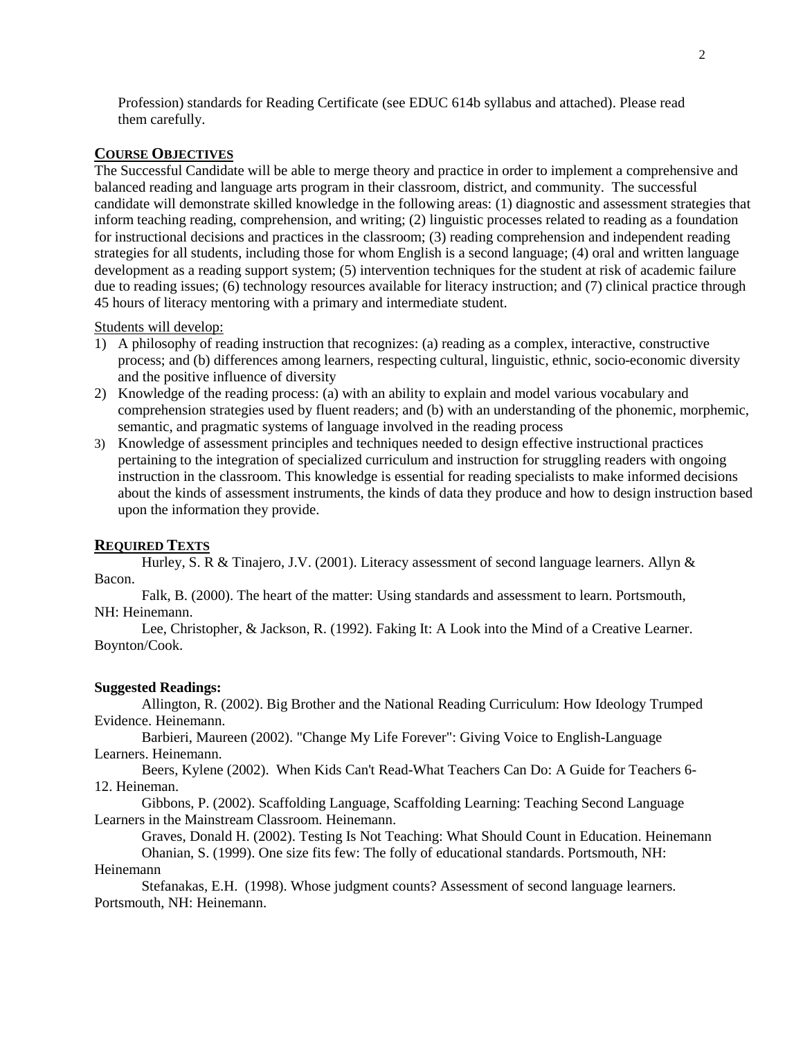Profession) standards for Reading Certificate (see EDUC 614b syllabus and attached). Please read them carefully.

## COURSE OBJECTIVES

The Successful Candidate will be able to merge theory and practice in order to implement a comprehensive and balanced reading and language arts program in their classroom, district, and community. The successful candidate will demonstrate skilled knowledge in the following areas: (1) diagnostic and assessment strategies that inform teaching reading, comprehension, and writing; (2) linguistic processes related to reading as a foundation for instructional decisions and practices in the classroom; (3) reading comprehension and independent reading strategies for all students, including those for whom English is a second language; (4) oral and written language development as a reading support system; (5) intervention techniques for the student at risk of academic failure due to reading issues; (6) technology resources available for literacy instruction; and (7) clinical practice through 45 hours of literacy mentoring with a primary and intermediate student.

Students will develop:

1) A philosophy of reading instruction that recognizes: (a) reading as a complex, interactive, constructive process; and (b) differences among learners, respecting cultural, linguistic, ethnic, socio-economic diversity and the positive influence of diversity
2) Knowledge of the reading process: (a) with an ability to explain and model various vocabulary and comprehension strategies used by fluent readers; and (b) with an understanding of the phonemic, morphemic, semantic, and pragmatic systems of language involved in the reading process
3) Knowledge of assessment principles and techniques needed to design effective instructional practices pertaining to the integration of specialized curriculum and instruction for struggling readers with ongoing instruction in the classroom. This knowledge is essential for reading specialists to make informed decisions about the kinds of assessment instruments, the kinds of data they produce and how to design instruction based upon the information they provide.

## REQUIRED TEXTS

Hurley, S. R & Tinajero, J.V. (2001). Literacy assessment of second language learners. Allyn & Bacon.

Falk, B. (2000). The heart of the matter: Using standards and assessment to learn. Portsmouth, NH: Heinemann.

Lee, Christopher, & Jackson, R. (1992). Faking It: A Look into the Mind of a Creative Learner. Boynton/Cook.

**Suggested Readings:**

Allington, R. (2002). Big Brother and the National Reading Curriculum: How Ideology Trumped Evidence. Heinemann.

Barbieri, Maureen (2002). "Change My Life Forever": Giving Voice to English-Language Learners. Heinemann.

Beers, Kylene (2002). When Kids Can't Read-What Teachers Can Do: A Guide for Teachers 6-12. Heineman.

Gibbons, P. (2002). Scaffolding Language, Scaffolding Learning: Teaching Second Language Learners in the Mainstream Classroom. Heinemann.

Graves, Donald H. (2002). Testing Is Not Teaching: What Should Count in Education. Heinemann

Ohanian, S. (1999). One size fits few: The folly of educational standards. Portsmouth, NH: Heinemann

Stefanakas, E.H. (1998). Whose judgment counts? Assessment of second language learners. Portsmouth, NH: Heinemann.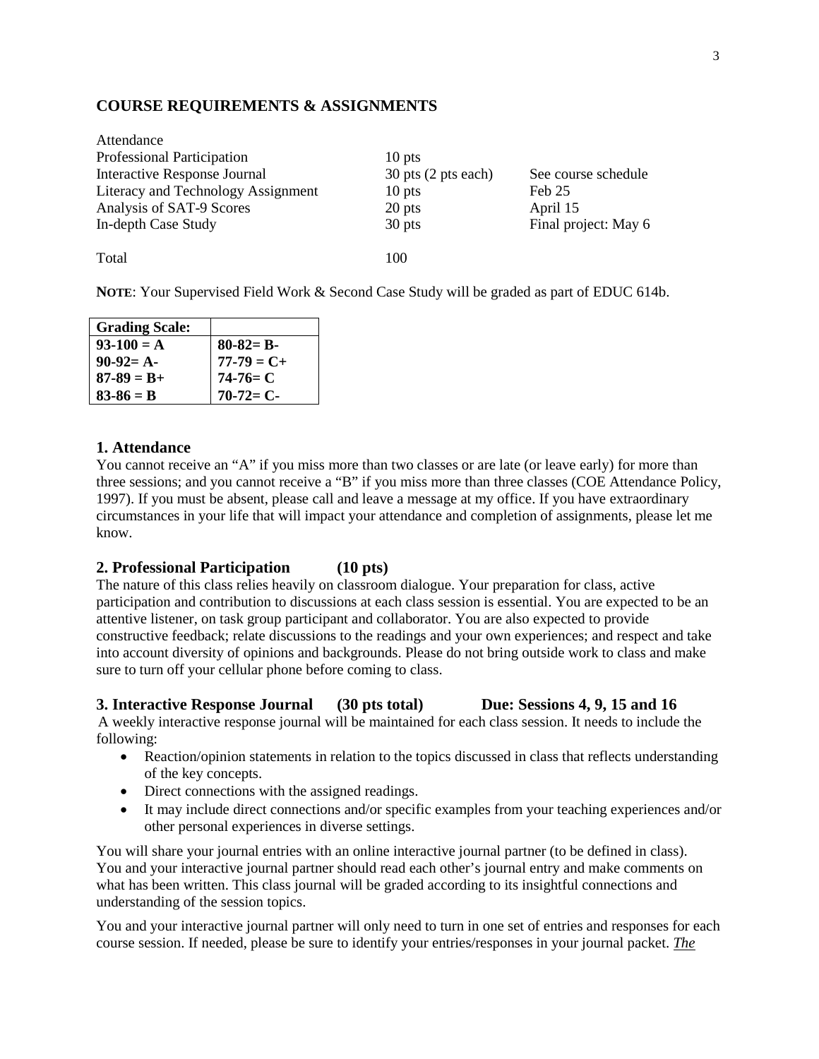## COURSE REQUIREMENTS & ASSIGNMENTS

| | | |
|---|---|---|
| Attendance | | |
| Professional Participation | 10 pts | |
| Interactive Response Journal | 30 pts (2 pts each) | See course schedule |
| Literacy and Technology Assignment | 10 pts | Feb 25 |
| Analysis of SAT-9 Scores | 20 pts | April 15 |
| In-depth Case Study | 30 pts | Final project: May 6 |
| Total | 100 | |

**NOTE**: Your Supervised Field Work & Second Case Study will be graded as part of EDUC 614b.

| **Grading Scale:** | |
|---|---|
| **93-100 = A** | **80-82= B-** |
| **90-92= A-** | **77-79 = C+** |
| **87-89 = B+** | **74-76= C** |
| **83-86 = B** | **70-72= C-** |

### 1. Attendance

You cannot receive an "A" if you miss more than two classes or are late (or leave early) for more than three sessions; and you cannot receive a "B" if you miss more than three classes (COE Attendance Policy, 1997). If you must be absent, please call and leave a message at my office. If you have extraordinary circumstances in your life that will impact your attendance and completion of assignments, please let me know.

### 2. Professional Participation (10 pts)

The nature of this class relies heavily on classroom dialogue. Your preparation for class, active participation and contribution to discussions at each class session is essential. You are expected to be an attentive listener, on task group participant and collaborator. You are also expected to provide constructive feedback; relate discussions to the readings and your own experiences; and respect and take into account diversity of opinions and backgrounds. Please do not bring outside work to class and make sure to turn off your cellular phone before coming to class.

### 3. Interactive Response Journal (30 pts total) Due: Sessions 4, 9, 15 and 16

A weekly interactive response journal will be maintained for each class session. It needs to include the following:

- Reaction/opinion statements in relation to the topics discussed in class that reflects understanding of the key concepts.
- Direct connections with the assigned readings.
- It may include direct connections and/or specific examples from your teaching experiences and/or other personal experiences in diverse settings.

You will share your journal entries with an online interactive journal partner (to be defined in class). You and your interactive journal partner should read each other's journal entry and make comments on what has been written. This class journal will be graded according to its insightful connections and understanding of the session topics.

You and your interactive journal partner will only need to turn in one set of entries and responses for each course session. If needed, please be sure to identify your entries/responses in your journal packet. ***The***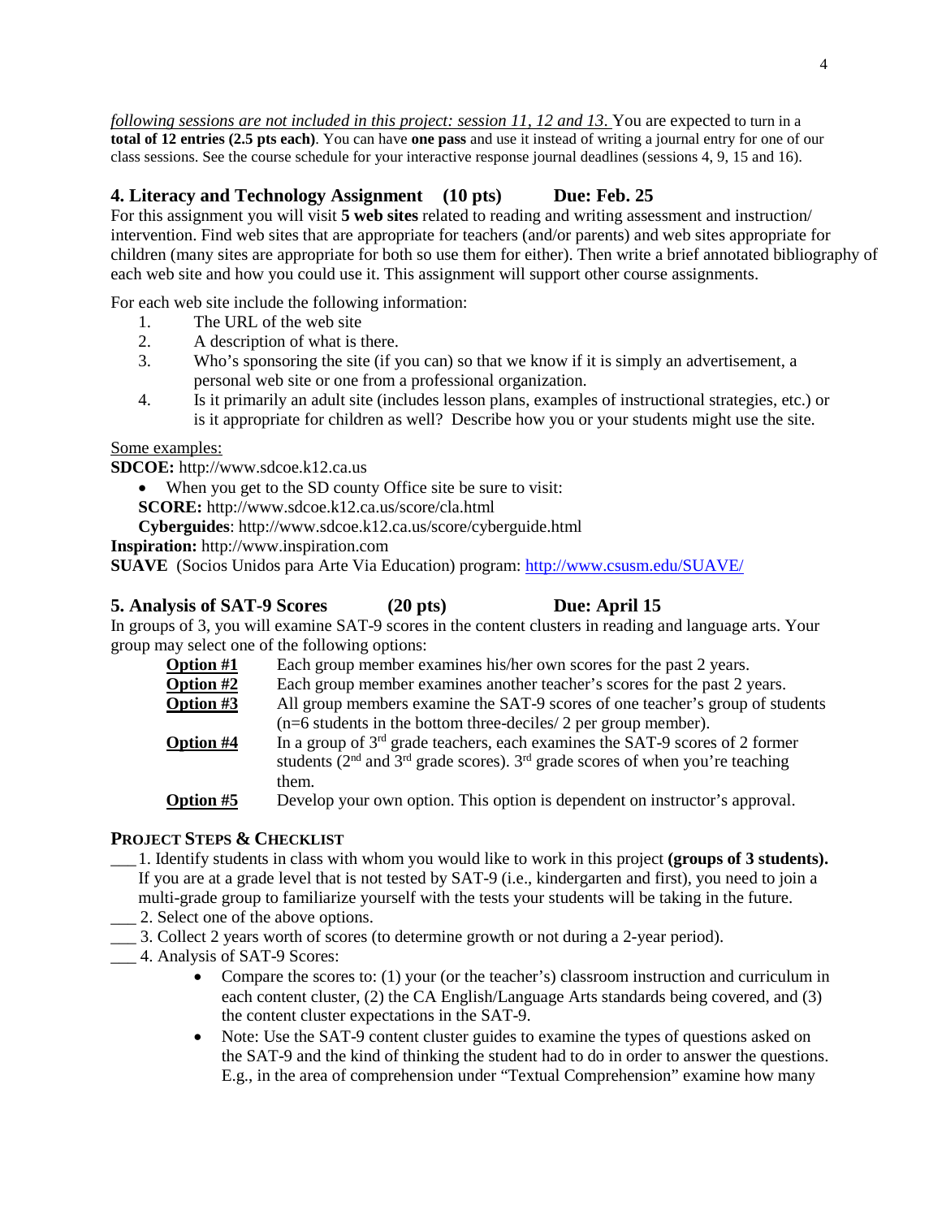*following sessions are not included in this project: session 11, 12 and 13.* You are expected to turn in a **total of 12 entries (2.5 pts each)**. You can have **one pass** and use it instead of writing a journal entry for one of our class sessions. See the course schedule for your interactive response journal deadlines (sessions 4, 9, 15 and 16).

### 4. Literacy and Technology Assignment (10 pts) Due: Feb. 25

For this assignment you will visit **5 web sites** related to reading and writing assessment and instruction/ intervention. Find web sites that are appropriate for teachers (and/or parents) and web sites appropriate for children (many sites are appropriate for both so use them for either). Then write a brief annotated bibliography of each web site and how you could use it. This assignment will support other course assignments.

For each web site include the following information:

1. The URL of the web site
2. A description of what is there.
3. Who's sponsoring the site (if you can) so that we know if it is simply an advertisement, a personal web site or one from a professional organization.
4. Is it primarily an adult site (includes lesson plans, examples of instructional strategies, etc.) or is it appropriate for children as well? Describe how you or your students might use the site.

Some examples:

**SDCOE:** http://www.sdcoe.k12.ca.us

- When you get to the SD county Office site be sure to visit:

  **SCORE:** http://www.sdcoe.k12.ca.us/score/cla.html

  **Cyberguides**: http://www.sdcoe.k12.ca.us/score/cyberguide.html

**Inspiration:** http://www.inspiration.com

**SUAVE** (Socios Unidos para Arte Via Education) program: http://www.csusm.edu/SUAVE/

### 5. Analysis of SAT-9 Scores (20 pts) Due: April 15

In groups of 3, you will examine SAT-9 scores in the content clusters in reading and language arts. Your group may select one of the following options:

**Option #1** Each group member examines his/her own scores for the past 2 years.

**Option #2** Each group member examines another teacher's scores for the past 2 years.

**Option #3** All group members examine the SAT-9 scores of one teacher's group of students (n=6 students in the bottom three-deciles/ 2 per group member).

**Option #4** In a group of 3rd grade teachers, each examines the SAT-9 scores of 2 former students (2nd and 3rd grade scores). 3rd grade scores of when you're teaching them.

**Option #5** Develop your own option. This option is dependent on instructor's approval.

#### PROJECT STEPS & CHECKLIST

___ 1. Identify students in class with whom you would like to work in this project **(groups of 3 students).** If you are at a grade level that is not tested by SAT-9 (i.e., kindergarten and first), you need to join a multi-grade group to familiarize yourself with the tests your students will be taking in the future.

___ 2. Select one of the above options.

___ 3. Collect 2 years worth of scores (to determine growth or not during a 2-year period).

___ 4. Analysis of SAT-9 Scores:

- Compare the scores to: (1) your (or the teacher's) classroom instruction and curriculum in each content cluster, (2) the CA English/Language Arts standards being covered, and (3) the content cluster expectations in the SAT-9.
- Note: Use the SAT-9 content cluster guides to examine the types of questions asked on the SAT-9 and the kind of thinking the student had to do in order to answer the questions. E.g., in the area of comprehension under "Textual Comprehension" examine how many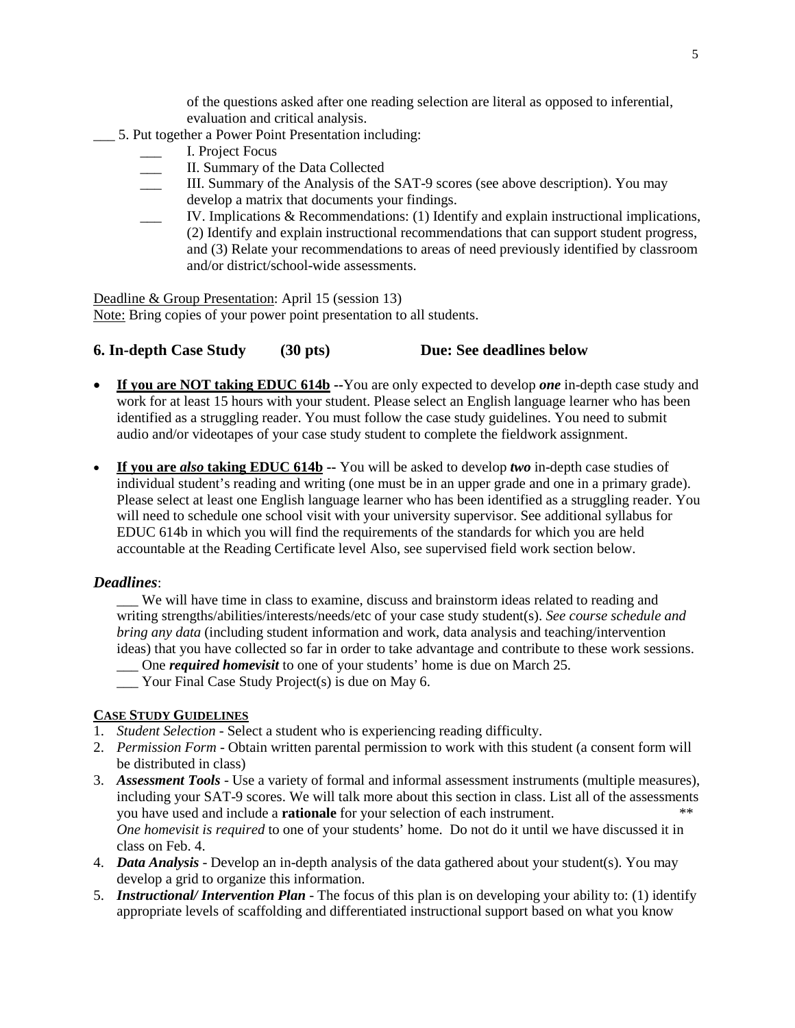of the questions asked after one reading selection are literal as opposed to inferential, evaluation and critical analysis.

___ 5. Put together a Power Point Presentation including:

- ___ I. Project Focus
- ___ II. Summary of the Data Collected
- ___ III. Summary of the Analysis of the SAT-9 scores (see above description). You may develop a matrix that documents your findings.
- ___ IV. Implications & Recommendations: (1) Identify and explain instructional implications, (2) Identify and explain instructional recommendations that can support student progress, and (3) Relate your recommendations to areas of need previously identified by classroom and/or district/school-wide assessments.

<u>Deadline & Group Presentation</u>: April 15 (session 13)
<u>Note:</u> Bring copies of your power point presentation to all students.

### 6. In-depth Case Study (30 pts) Due: See deadlines below

- **<u>If you are NOT taking EDUC 614b</u> --**You are only expected to develop ***one*** in-depth case study and work for at least 15 hours with your student. Please select an English language learner who has been identified as a struggling reader. You must follow the case study guidelines. You need to submit audio and/or videotapes of your case study student to complete the fieldwork assignment.
- **<u>If you are *also* taking EDUC 614b</u> --** You will be asked to develop ***two*** in-depth case studies of individual student's reading and writing (one must be in an upper grade and one in a primary grade). Please select at least one English language learner who has been identified as a struggling reader. You will need to schedule one school visit with your university supervisor. See additional syllabus for EDUC 614b in which you will find the requirements of the standards for which you are held accountable at the Reading Certificate level Also, see supervised field work section below.

#### *Deadlines*:

___ We will have time in class to examine, discuss and brainstorm ideas related to reading and writing strengths/abilities/interests/needs/etc of your case study student(s). *See course schedule and bring any data* (including student information and work, data analysis and teaching/intervention ideas) that you have collected so far in order to take advantage and contribute to these work sessions.

___ One ***required homevisit*** to one of your students' home is due on March 25.

___ Your Final Case Study Project(s) is due on May 6.

#### <u>CASE STUDY GUIDELINES</u>

1. *Student Selection* - Select a student who is experiencing reading difficulty.
2. *Permission Form* - Obtain written parental permission to work with this student (a consent form will be distributed in class)
3. ***Assessment Tools*** - Use a variety of formal and informal assessment instruments (multiple measures), including your SAT-9 scores. We will talk more about this section in class. List all of the assessments you have used and include a **rationale** for your selection of each instrument. ** *One homevisit is required* to one of your students' home. Do not do it until we have discussed it in class on Feb. 4.
4. ***Data Analysis*** - Develop an in-depth analysis of the data gathered about your student(s). You may develop a grid to organize this information.
5. ***Instructional/ Intervention Plan*** - The focus of this plan is on developing your ability to: (1) identify appropriate levels of scaffolding and differentiated instructional support based on what you know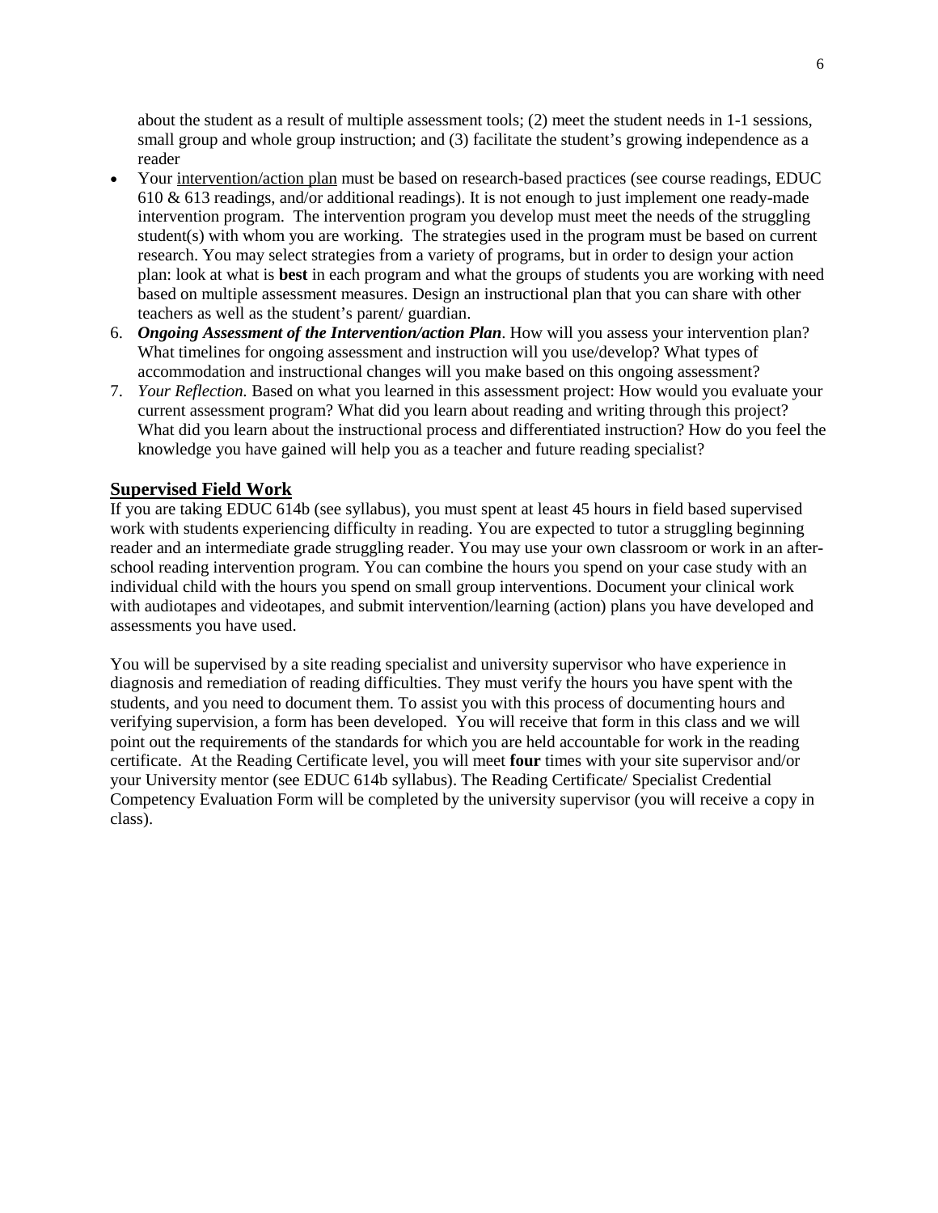about the student as a result of multiple assessment tools; (2) meet the student needs in 1-1 sessions, small group and whole group instruction; and (3) facilitate the student's growing independence as a reader

- Your <u>intervention/action plan</u> must be based on research-based practices (see course readings, EDUC 610 & 613 readings, and/or additional readings). It is not enough to just implement one ready-made intervention program. The intervention program you develop must meet the needs of the struggling student(s) with whom you are working. The strategies used in the program must be based on current research. You may select strategies from a variety of programs, but in order to design your action plan: look at what is **best** in each program and what the groups of students you are working with need based on multiple assessment measures. Design an instructional plan that you can share with other teachers as well as the student's parent/ guardian.

6. ***Ongoing Assessment of the Intervention/action Plan***. How will you assess your intervention plan? What timelines for ongoing assessment and instruction will you use/develop? What types of accommodation and instructional changes will you make based on this ongoing assessment?
7. *Your Reflection.* Based on what you learned in this assessment project: How would you evaluate your current assessment program? What did you learn about reading and writing through this project? What did you learn about the instructional process and differentiated instruction? How do you feel the knowledge you have gained will help you as a teacher and future reading specialist?

## Supervised Field Work

If you are taking EDUC 614b (see syllabus), you must spent at least 45 hours in field based supervised work with students experiencing difficulty in reading. You are expected to tutor a struggling beginning reader and an intermediate grade struggling reader. You may use your own classroom or work in an after-school reading intervention program. You can combine the hours you spend on your case study with an individual child with the hours you spend on small group interventions. Document your clinical work with audiotapes and videotapes, and submit intervention/learning (action) plans you have developed and assessments you have used.

You will be supervised by a site reading specialist and university supervisor who have experience in diagnosis and remediation of reading difficulties. They must verify the hours you have spent with the students, and you need to document them. To assist you with this process of documenting hours and verifying supervision, a form has been developed. You will receive that form in this class and we will point out the requirements of the standards for which you are held accountable for work in the reading certificate. At the Reading Certificate level, you will meet **four** times with your site supervisor and/or your University mentor (see EDUC 614b syllabus). The Reading Certificate/ Specialist Credential Competency Evaluation Form will be completed by the university supervisor (you will receive a copy in class).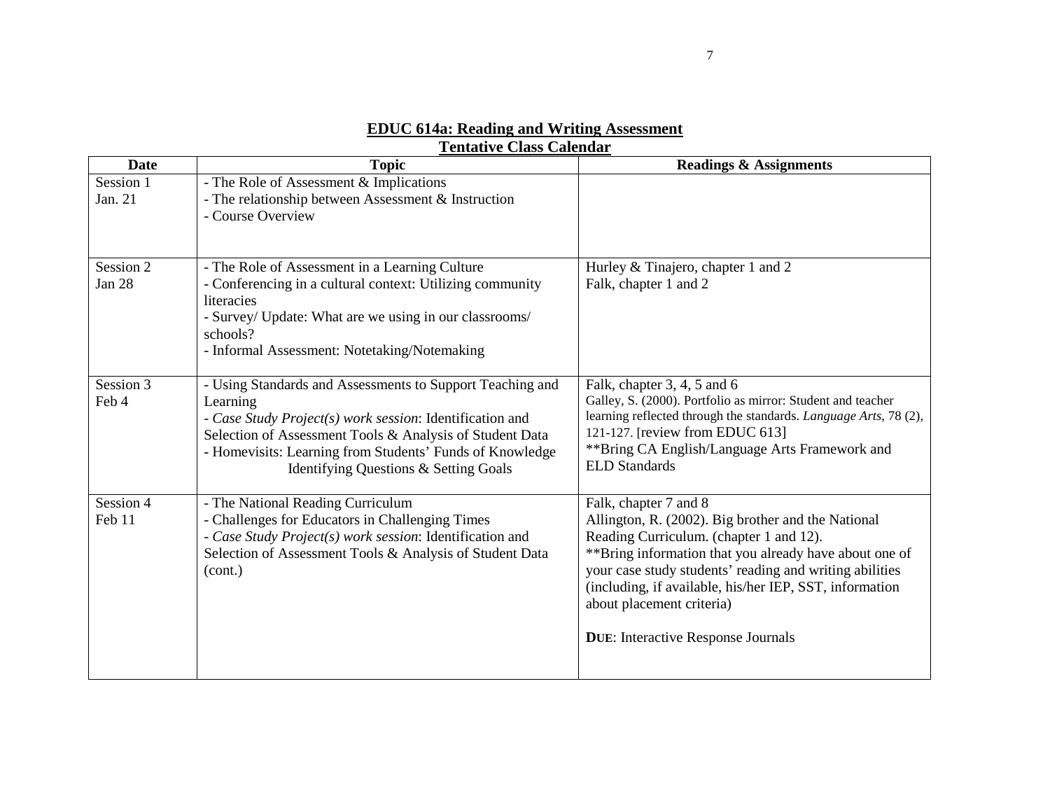**EDUC 614a: Reading and Writing Assessment**

**Tentative Class Calendar**

| Date | Topic | Readings & Assignments |
|---|---|---|
| Session 1<br>Jan. 21 | - The Role of Assessment & Implications<br>- The relationship between Assessment & Instruction<br>- Course Overview | |
| Session 2<br>Jan 28 | - The Role of Assessment in a Learning Culture<br>- Conferencing in a cultural context: Utilizing community literacies<br>- Survey/ Update: What are we using in our classrooms/ schools?<br>- Informal Assessment: Notetaking/Notemaking | Hurley & Tinajero, chapter 1 and 2<br>Falk, chapter 1 and 2 |
| Session 3<br>Feb 4 | - Using Standards and Assessments to Support Teaching and Learning<br>- *Case Study Project(s) work session*: Identification and Selection of Assessment Tools & Analysis of Student Data<br>- Homevisits: Learning from Students' Funds of Knowledge Identifying Questions & Setting Goals | Falk, chapter 3, 4, 5 and 6<br>Galley, S. (2000). Portfolio as mirror: Student and teacher learning reflected through the standards. *Language Arts*, 78 (2), 121-127. [review from EDUC 613]<br>**Bring CA English/Language Arts Framework and ELD Standards |
| Session 4<br>Feb 11 | - The National Reading Curriculum<br>- Challenges for Educators in Challenging Times<br>- *Case Study Project(s) work session*: Identification and Selection of Assessment Tools & Analysis of Student Data (cont.) | Falk, chapter 7 and 8<br>Allington, R. (2002). Big brother and the National Reading Curriculum. (chapter 1 and 12).<br>**Bring information that you already have about one of your case study students' reading and writing abilities (including, if available, his/her IEP, SST, information about placement criteria)<br><br>**DUE**: Interactive Response Journals |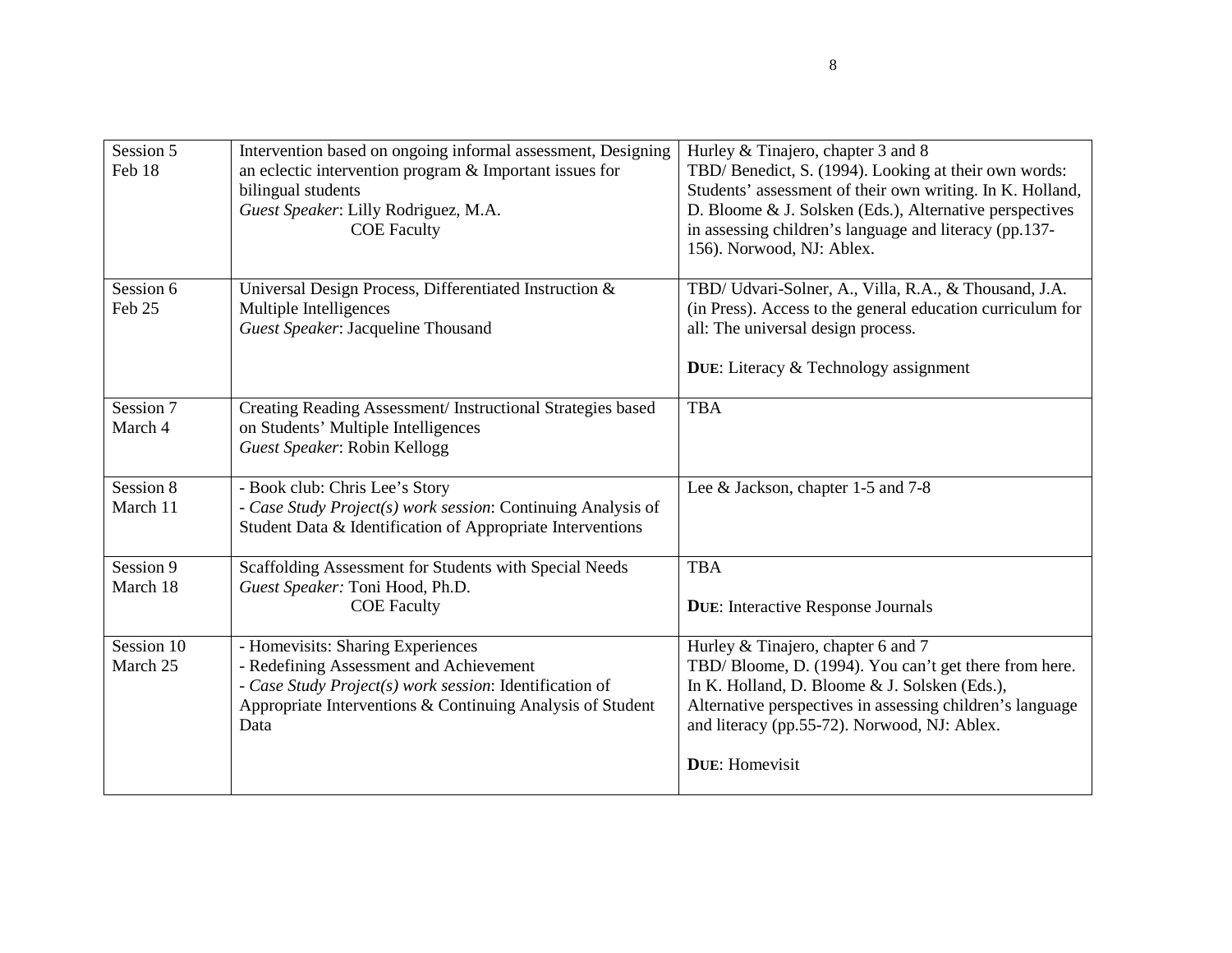| | | |
|---|---|---|
| Session 5<br>Feb 18 | Intervention based on ongoing informal assessment, Designing an eclectic intervention program & Important issues for bilingual students<br>*Guest Speaker*: Lilly Rodriguez, M.A.<br>COE Faculty | Hurley & Tinajero, chapter 3 and 8<br>TBD/ Benedict, S. (1994). Looking at their own words: Students' assessment of their own writing. In K. Holland, D. Bloome & J. Solsken (Eds.), Alternative perspectives in assessing children's language and literacy (pp.137-156). Norwood, NJ: Ablex. |
| Session 6<br>Feb 25 | Universal Design Process, Differentiated Instruction & Multiple Intelligences<br>*Guest Speaker*: Jacqueline Thousand | TBD/ Udvari-Solner, A., Villa, R.A., & Thousand, J.A. (in Press). Access to the general education curriculum for all: The universal design process.<br><br>**DUE**: Literacy & Technology assignment |
| Session 7<br>March 4 | Creating Reading Assessment/ Instructional Strategies based on Students' Multiple Intelligences<br>*Guest Speaker*: Robin Kellogg | TBA |
| Session 8<br>March 11 | - Book club: Chris Lee's Story<br>- *Case Study Project(s) work session*: Continuing Analysis of Student Data & Identification of Appropriate Interventions | Lee & Jackson, chapter 1-5 and 7-8 |
| Session 9<br>March 18 | Scaffolding Assessment for Students with Special Needs<br>*Guest Speaker:* Toni Hood, Ph.D.<br>COE Faculty | TBA<br><br>**DUE**: Interactive Response Journals |
| Session 10<br>March 25 | - Homevisits: Sharing Experiences<br>- Redefining Assessment and Achievement<br>- *Case Study Project(s) work session*: Identification of Appropriate Interventions & Continuing Analysis of Student Data | Hurley & Tinajero, chapter 6 and 7<br>TBD/ Bloome, D. (1994). You can't get there from here. In K. Holland, D. Bloome & J. Solsken (Eds.), Alternative perspectives in assessing children's language and literacy (pp.55-72). Norwood, NJ: Ablex.<br><br>**DUE**: Homevisit |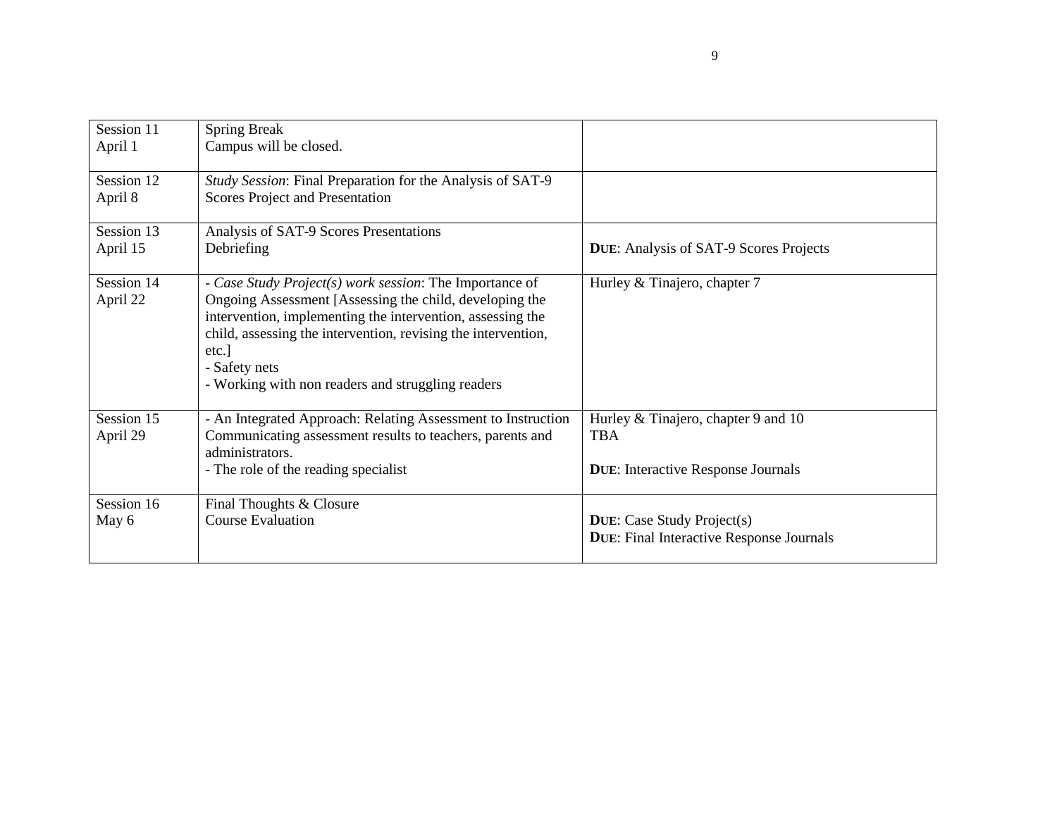| Session 11<br>April 1 | Spring Break<br>Campus will be closed. | |
|---|---|---|
| Session 12<br>April 8 | *Study Session*: Final Preparation for the Analysis of SAT-9 Scores Project and Presentation | |
| Session 13<br>April 15 | Analysis of SAT-9 Scores Presentations<br>Debriefing | **DUE**: Analysis of SAT-9 Scores Projects |
| Session 14<br>April 22 | - *Case Study Project(s) work session*: The Importance of Ongoing Assessment [Assessing the child, developing the intervention, implementing the intervention, assessing the child, assessing the intervention, revising the intervention, etc.]<br>- Safety nets<br>- Working with non readers and struggling readers | Hurley & Tinajero, chapter 7 |
| Session 15<br>April 29 | - An Integrated Approach: Relating Assessment to Instruction Communicating assessment results to teachers, parents and administrators.<br>- The role of the reading specialist | Hurley & Tinajero, chapter 9 and 10<br>TBA<br><br>**DUE**: Interactive Response Journals |
| Session 16<br>May 6 | Final Thoughts & Closure<br>Course Evaluation | **DUE**: Case Study Project(s)<br>**DUE**: Final Interactive Response Journals |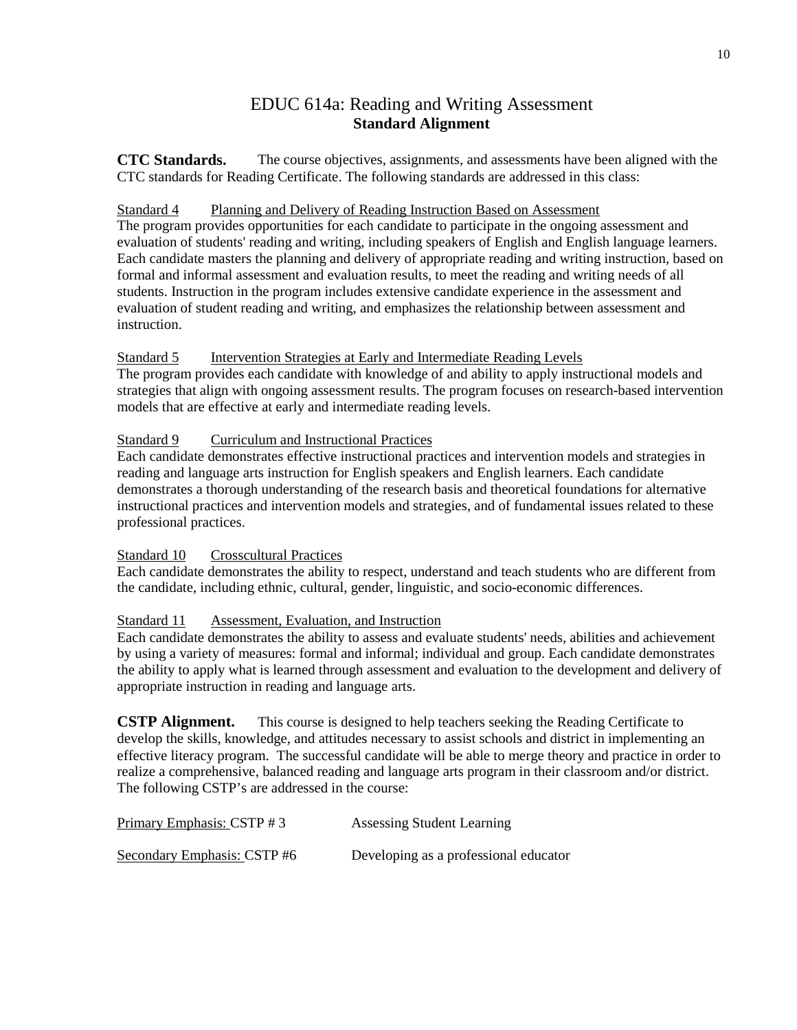# EDUC 614a: Reading and Writing Assessment
## Standard Alignment

**CTC Standards.** The course objectives, assignments, and assessments have been aligned with the CTC standards for Reading Certificate. The following standards are addressed in this class:

Standard 4 Planning and Delivery of Reading Instruction Based on Assessment
The program provides opportunities for each candidate to participate in the ongoing assessment and evaluation of students' reading and writing, including speakers of English and English language learners. Each candidate masters the planning and delivery of appropriate reading and writing instruction, based on formal and informal assessment and evaluation results, to meet the reading and writing needs of all students. Instruction in the program includes extensive candidate experience in the assessment and evaluation of student reading and writing, and emphasizes the relationship between assessment and instruction.

Standard 5 Intervention Strategies at Early and Intermediate Reading Levels
The program provides each candidate with knowledge of and ability to apply instructional models and strategies that align with ongoing assessment results. The program focuses on research-based intervention models that are effective at early and intermediate reading levels.

Standard 9 Curriculum and Instructional Practices
Each candidate demonstrates effective instructional practices and intervention models and strategies in reading and language arts instruction for English speakers and English learners. Each candidate demonstrates a thorough understanding of the research basis and theoretical foundations for alternative instructional practices and intervention models and strategies, and of fundamental issues related to these professional practices.

Standard 10 Crosscultural Practices
Each candidate demonstrates the ability to respect, understand and teach students who are different from the candidate, including ethnic, cultural, gender, linguistic, and socio-economic differences.

Standard 11 Assessment, Evaluation, and Instruction
Each candidate demonstrates the ability to assess and evaluate students' needs, abilities and achievement by using a variety of measures: formal and informal; individual and group. Each candidate demonstrates the ability to apply what is learned through assessment and evaluation to the development and delivery of appropriate instruction in reading and language arts.

**CSTP Alignment.** This course is designed to help teachers seeking the Reading Certificate to develop the skills, knowledge, and attitudes necessary to assist schools and district in implementing an effective literacy program. The successful candidate will be able to merge theory and practice in order to realize a comprehensive, balanced reading and language arts program in their classroom and/or district. The following CSTP's are addressed in the course:

Primary Emphasis: CSTP # 3 Assessing Student Learning

Secondary Emphasis: CSTP #6 Developing as a professional educator